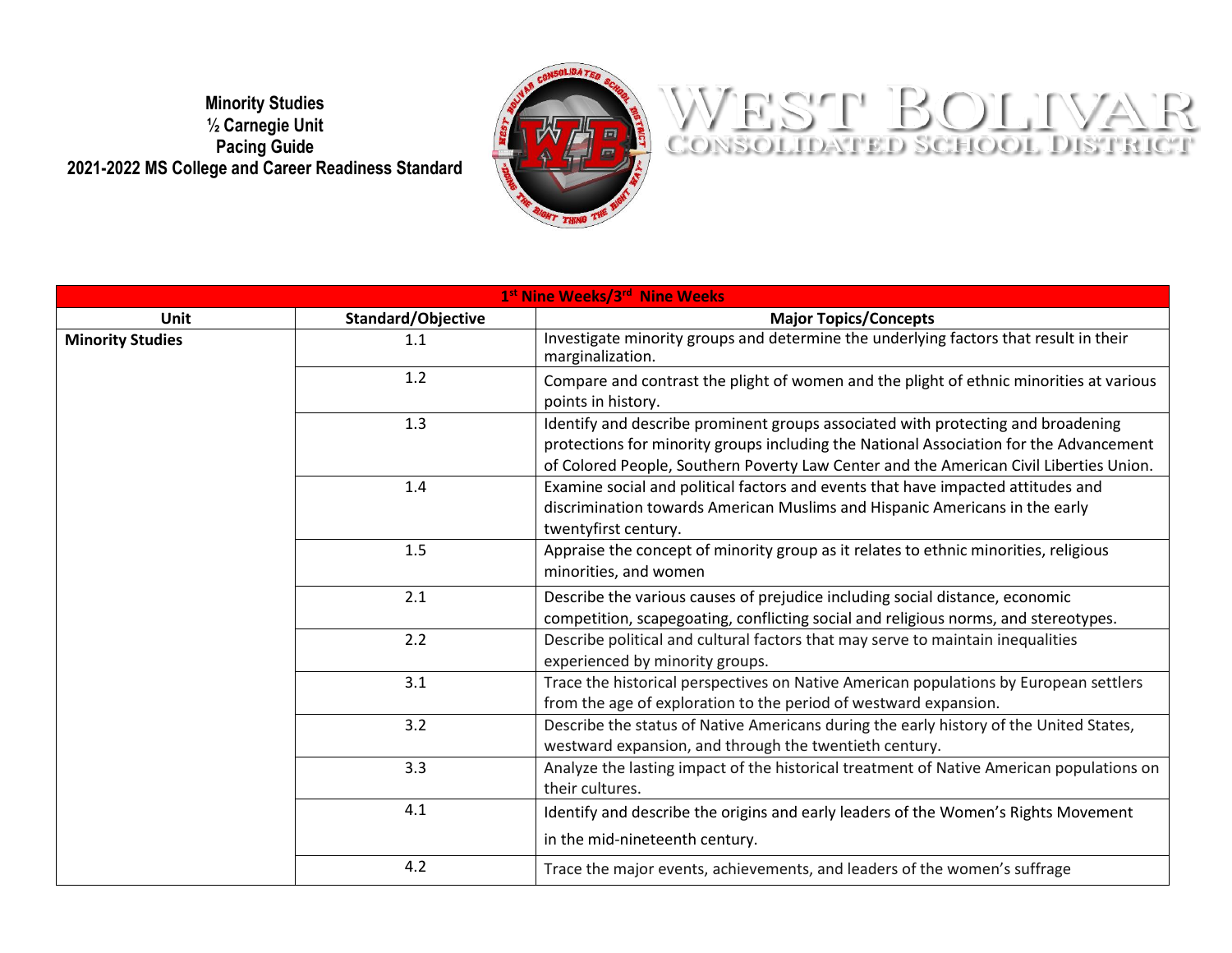**Minority Studies**
**½ Carnegie Unit**
**Pacing Guide**
**2021-2022 MS College and Career Readiness Standard**

WEST BOLIVAR
CONSOLIDATED SCHOOL DISTRICT

| 1st Nine Weeks/3rd Nine Weeks | | |
|---|---|---|
| **Unit** | **Standard/Objective** | **Major Topics/Concepts** |
| **Minority Studies** | 1.1 | Investigate minority groups and determine the underlying factors that result in their marginalization. |
| | 1.2 | Compare and contrast the plight of women and the plight of ethnic minorities at various points in history. |
| | 1.3 | Identify and describe prominent groups associated with protecting and broadening protections for minority groups including the National Association for the Advancement of Colored People, Southern Poverty Law Center and the American Civil Liberties Union. |
| | 1.4 | Examine social and political factors and events that have impacted attitudes and discrimination towards American Muslims and Hispanic Americans in the early twentyfirst century. |
| | 1.5 | Appraise the concept of minority group as it relates to ethnic minorities, religious minorities, and women |
| | 2.1 | Describe the various causes of prejudice including social distance, economic competition, scapegoating, conflicting social and religious norms, and stereotypes. |
| | 2.2 | Describe political and cultural factors that may serve to maintain inequalities experienced by minority groups. |
| | 3.1 | Trace the historical perspectives on Native American populations by European settlers from the age of exploration to the period of westward expansion. |
| | 3.2 | Describe the status of Native Americans during the early history of the United States, westward expansion, and through the twentieth century. |
| | 3.3 | Analyze the lasting impact of the historical treatment of Native American populations on their cultures. |
| | 4.1 | Identify and describe the origins and early leaders of the Women's Rights Movement in the mid-nineteenth century. |
| | 4.2 | Trace the major events, achievements, and leaders of the women's suffrage |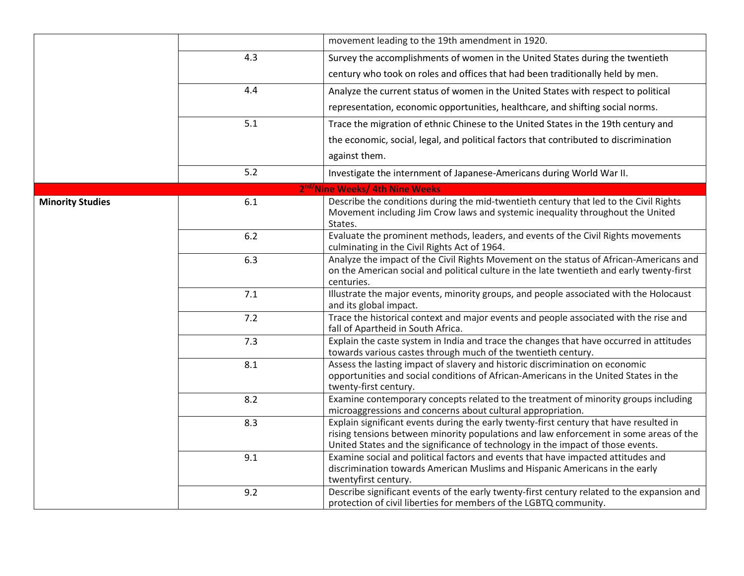| | | |
|---|---|---|
| | | movement leading to the 19th amendment in 1920. |
| | 4.3 | Survey the accomplishments of women in the United States during the twentieth century who took on roles and offices that had been traditionally held by men. |
| | 4.4 | Analyze the current status of women in the United States with respect to political representation, economic opportunities, healthcare, and shifting social norms. |
| | 5.1 | Trace the migration of ethnic Chinese to the United States in the 19th century and the economic, social, legal, and political factors that contributed to discrimination against them. |
| | 5.2 | Investigate the internment of Japanese-Americans during World War II. |
| **2nd/Nine Weeks/ 4th Nine Weeks** | | |
| **Minority Studies** | 6.1 | Describe the conditions during the mid-twentieth century that led to the Civil Rights Movement including Jim Crow laws and systemic inequality throughout the United States. |
| | 6.2 | Evaluate the prominent methods, leaders, and events of the Civil Rights movements culminating in the Civil Rights Act of 1964. |
| | 6.3 | Analyze the impact of the Civil Rights Movement on the status of African-Americans and on the American social and political culture in the late twentieth and early twenty-first centuries. |
| | 7.1 | Illustrate the major events, minority groups, and people associated with the Holocaust and its global impact. |
| | 7.2 | Trace the historical context and major events and people associated with the rise and fall of Apartheid in South Africa. |
| | 7.3 | Explain the caste system in India and trace the changes that have occurred in attitudes towards various castes through much of the twentieth century. |
| | 8.1 | Assess the lasting impact of slavery and historic discrimination on economic opportunities and social conditions of African-Americans in the United States in the twenty-first century. |
| | 8.2 | Examine contemporary concepts related to the treatment of minority groups including microaggressions and concerns about cultural appropriation. |
| | 8.3 | Explain significant events during the early twenty-first century that have resulted in rising tensions between minority populations and law enforcement in some areas of the United States and the significance of technology in the impact of those events. |
| | 9.1 | Examine social and political factors and events that have impacted attitudes and discrimination towards American Muslims and Hispanic Americans in the early twentyfirst century. |
| | 9.2 | Describe significant events of the early twenty-first century related to the expansion and protection of civil liberties for members of the LGBTQ community. |